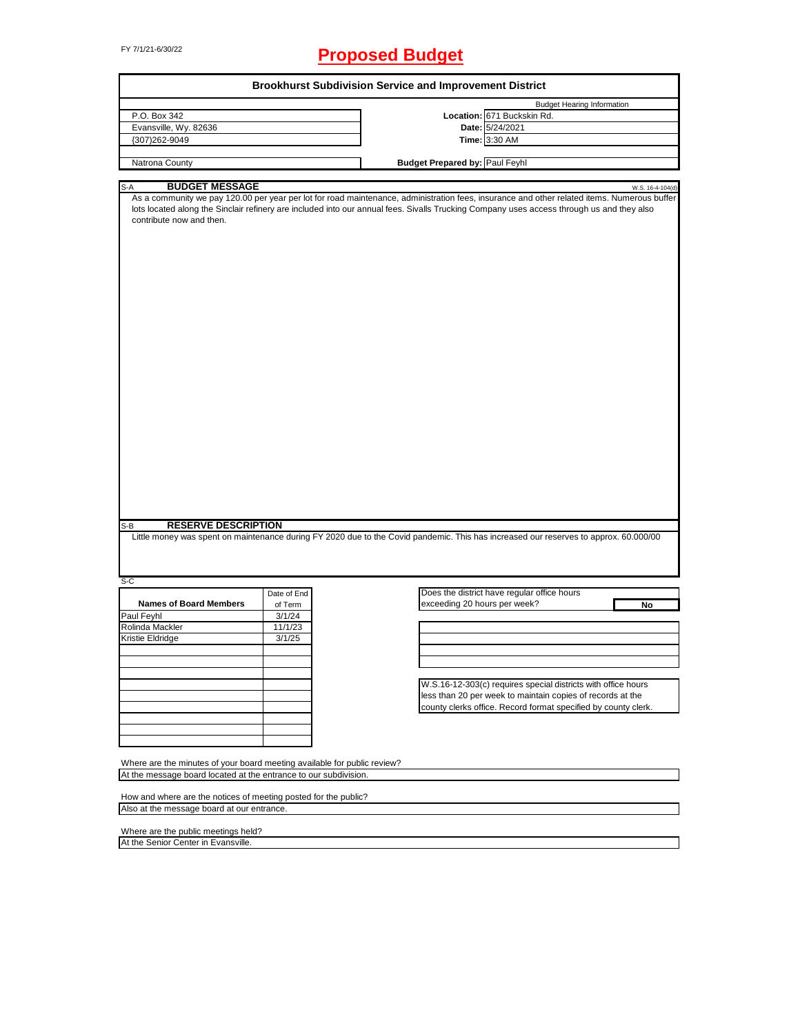FY 7/1/21-6/30/22

# Proposed Budget

## Brookhurst Subdivision Service and Improvement District

| | Budget Hearing Information | |
|---|---|---|
| P.O. Box 342 | **Location:** | 671 Buckskin Rd. |
| Evansville, Wy. 82636 | **Date:** | 5/24/2021 |
| (307)262-9049 | **Time:** | 3:30 AM |
| Natrona County | **Budget Prepared by:** | Paul Feyhl |

### S-A BUDGET MESSAGE

W.S. 16-4-104(d)

As a community we pay 120.00 per year per lot for road maintenance, administration fees, insurance and other related items. Numerous buffer lots located along the Sinclair refinery are included into our annual fees. Sivalls Trucking Company uses access through us and they also contribute now and then.

### S-B RESERVE DESCRIPTION

Little money was spent on maintenance during FY 2020 due to the Covid pandemic. This has increased our reserves to approx. 60.000/00

S-C

| Names of Board Members | Date of End of Term |
|---|---|
| Paul Feyhl | 3/1/24 |
| Rolinda Mackler | 11/1/23 |
| Kristie Eldridge | 3/1/25 |

Does the district have regular office hours exceeding 20 hours per week? **No**

W.S.16-12-303(c) requires special districts with office hours less than 20 per week to maintain copies of records at the county clerks office. Record format specified by county clerk.

Where are the minutes of your board meeting available for public review?
At the message board located at the entrance to our subdivision.

How and where are the notices of meeting posted for the public?
Also at the message board at our entrance.

Where are the public meetings held?
At the Senior Center in Evansville.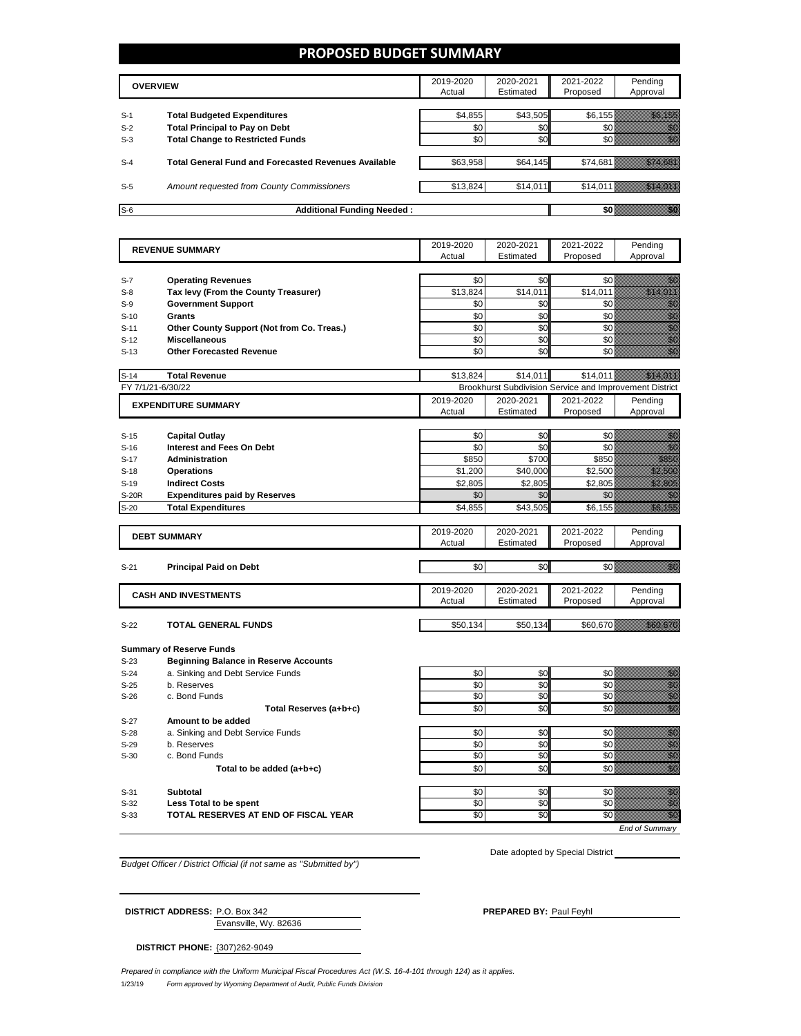# PROPOSED BUDGET SUMMARY

| | OVERVIEW | 2019-2020 Actual | 2020-2021 Estimated | 2021-2022 Proposed | Pending Approval |
|---|---|---|---|---|---|
| S-1 | **Total Budgeted Expenditures** | $4,855 | $43,505 | $6,155 | $6,155 |
| S-2 | **Total Principal to Pay on Debt** | $0 | $0 | $0 | $0 |
| S-3 | **Total Change to Restricted Funds** | $0 | $0 | $0 | $0 |
| S-4 | **Total General Fund and Forecasted Revenues Available** | $63,958 | $64,145 | $74,681 | $74,681 |
| S-5 | *Amount requested from County Commissioners* | $13,824 | $14,011 | $14,011 | $14,011 |
| S-6 | **Additional Funding Needed :** | | | $0 | $0 |

| | REVENUE SUMMARY | 2019-2020 Actual | 2020-2021 Estimated | 2021-2022 Proposed | Pending Approval |
|---|---|---|---|---|---|
| S-7 | **Operating Revenues** | $0 | $0 | $0 | $0 |
| S-8 | **Tax levy (From the County Treasurer)** | $13,824 | $14,011 | $14,011 | $14,011 |
| S-9 | **Government Support** | $0 | $0 | $0 | $0 |
| S-10 | **Grants** | $0 | $0 | $0 | $0 |
| S-11 | **Other County Support (Not from Co. Treas.)** | $0 | $0 | $0 | $0 |
| S-12 | **Miscellaneous** | $0 | $0 | $0 | $0 |
| S-13 | **Other Forecasted Revenue** | $0 | $0 | $0 | $0 |
| S-14 | **Total Revenue** | $13,824 | $14,011 | $14,011 | $14,011 |

FY 7/1/21-6/30/22 — Brookhurst Subdivision Service and Improvement District

| | EXPENDITURE SUMMARY | 2019-2020 Actual | 2020-2021 Estimated | 2021-2022 Proposed | Pending Approval |
|---|---|---|---|---|---|
| S-15 | **Capital Outlay** | $0 | $0 | $0 | $0 |
| S-16 | **Interest and Fees On Debt** | $0 | $0 | $0 | $0 |
| S-17 | **Administration** | $850 | $700 | $850 | $850 |
| S-18 | **Operations** | $1,200 | $40,000 | $2,500 | $2,500 |
| S-19 | **Indirect Costs** | $2,805 | $2,805 | $2,805 | $2,805 |
| S-20R | **Expenditures paid by Reserves** | $0 | $0 | $0 | $0 |
| S-20 | **Total Expenditures** | $4,855 | $43,505 | $6,155 | $6,155 |

| | DEBT SUMMARY | 2019-2020 Actual | 2020-2021 Estimated | 2021-2022 Proposed | Pending Approval |
|---|---|---|---|---|---|
| S-21 | **Principal Paid on Debt** | $0 | $0 | $0 | $0 |

| | CASH AND INVESTMENTS | 2019-2020 Actual | 2020-2021 Estimated | 2021-2022 Proposed | Pending Approval |
|---|---|---|---|---|---|
| S-22 | **TOTAL GENERAL FUNDS** | $50,134 | $50,134 | $60,670 | $60,670 |

**Summary of Reserve Funds**

| | | 2019-2020 Actual | 2020-2021 Estimated | 2021-2022 Proposed | Pending Approval |
|---|---|---|---|---|---|
| S-23 | **Beginning Balance in Reserve Accounts** | | | | |
| S-24 | a. Sinking and Debt Service Funds | $0 | $0 | $0 | $0 |
| S-25 | b. Reserves | $0 | $0 | $0 | $0 |
| S-26 | c. Bond Funds | $0 | $0 | $0 | $0 |
| | **Total Reserves (a+b+c)** | $0 | $0 | $0 | $0 |
| S-27 | **Amount to be added** | | | | |
| S-28 | a. Sinking and Debt Service Funds | $0 | $0 | $0 | $0 |
| S-29 | b. Reserves | $0 | $0 | $0 | $0 |
| S-30 | c. Bond Funds | $0 | $0 | $0 | $0 |
| | **Total to be added (a+b+c)** | $0 | $0 | $0 | $0 |
| S-31 | **Subtotal** | $0 | $0 | $0 | $0 |
| S-32 | **Less Total to be spent** | $0 | $0 | $0 | $0 |
| S-33 | **TOTAL RESERVES AT END OF FISCAL YEAR** | $0 | $0 | $0 | $0 |

*End of Summary*

*Budget Officer / District Official (if not same as "Submitted by")*

Date adopted by Special District

**DISTRICT ADDRESS:** P.O. Box 342
Evansville, Wy. 82636

**PREPARED BY:** Paul Feyhl

**DISTRICT PHONE:** (307)262-9049

*Prepared in compliance with the Uniform Municipal Fiscal Procedures Act (W.S. 16-4-101 through 124) as it applies.*

1/23/19 *Form approved by Wyoming Department of Audit, Public Funds Division*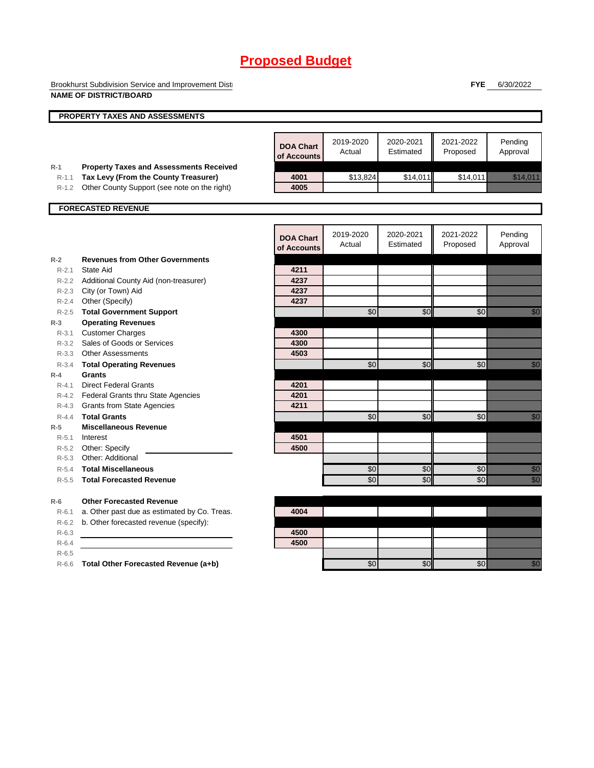# Proposed Budget

Brookhurst Subdivision Service and Improvement Disti

**NAME OF DISTRICT/BOARD**

**FYE** 6/30/2022

## PROPERTY TAXES AND ASSESSMENTS

| | | DOA Chart of Accounts | 2019-2020 Actual | 2020-2021 Estimated | 2021-2022 Proposed | Pending Approval |
|---|---|---|---|---|---|---|
| R-1 | **Property Taxes and Assessments Received** | | | | | |
| R-1.1 | **Tax Levy (From the County Treasurer)** | 4001 | $13,824 | $14,011 | $14,011 | $14,011 |
| R-1.2 | Other County Support (see note on the right) | 4005 | | | | |

## FORECASTED REVENUE

| | | DOA Chart of Accounts | 2019-2020 Actual | 2020-2021 Estimated | 2021-2022 Proposed | Pending Approval |
|---|---|---|---|---|---|---|
| R-2 | **Revenues from Other Governments** | | | | | |
| R-2.1 | State Aid | 4211 | | | | |
| R-2.2 | Additional County Aid (non-treasurer) | 4237 | | | | |
| R-2.3 | City (or Town) Aid | 4237 | | | | |
| R-2.4 | Other (Specify) | 4237 | | | | |
| R-2.5 | **Total Government Support** | | $0 | $0 | $0 | $0 |
| R-3 | **Operating Revenues** | | | | | |
| R-3.1 | Customer Charges | 4300 | | | | |
| R-3.2 | Sales of Goods or Services | 4300 | | | | |
| R-3.3 | Other Assessments | 4503 | | | | |
| R-3.4 | **Total Operating Revenues** | | $0 | $0 | $0 | $0 |
| R-4 | **Grants** | | | | | |
| R-4.1 | Direct Federal Grants | 4201 | | | | |
| R-4.2 | Federal Grants thru State Agencies | 4201 | | | | |
| R-4.3 | Grants from State Agencies | 4211 | | | | |
| R-4.4 | **Total Grants** | | $0 | $0 | $0 | $0 |
| R-5 | **Miscellaneous Revenue** | | | | | |
| R-5.1 | Interest | 4501 | | | | |
| R-5.2 | Other: Specify | 4500 | | | | |
| R-5.3 | Other: Additional | | | | | |
| R-5.4 | **Total Miscellaneous** | | $0 | $0 | $0 | $0 |
| R-5.5 | **Total Forecasted Revenue** | | $0 | $0 | $0 | $0 |
| R-6 | **Other Forecasted Revenue** | | | | | |
| R-6.1 | a. Other past due as estimated by Co. Treas. | 4004 | | | | |
| R-6.2 | b. Other forecasted revenue (specify): | | | | | |
| R-6.3 | | 4500 | | | | |
| R-6.4 | | 4500 | | | | |
| R-6.5 | | | | | | |
| R-6.6 | **Total Other Forecasted Revenue (a+b)** | | $0 | $0 | $0 | $0 |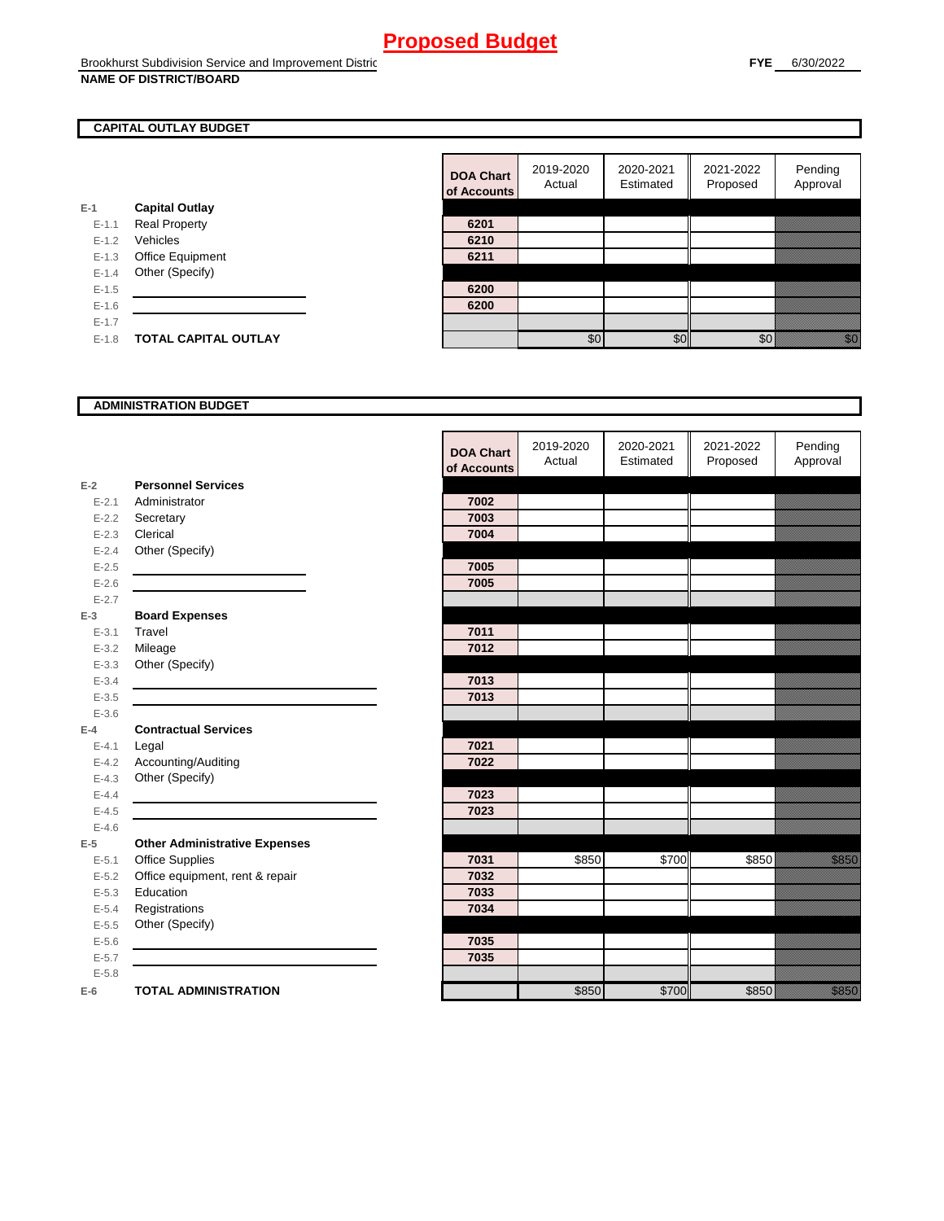# Proposed Budget

Brookhurst Subdivision Service and Improvement Distric
**NAME OF DISTRICT/BOARD**

**FYE** 6/30/2022

## CAPITAL OUTLAY BUDGET

| | | DOA Chart of Accounts | 2019-2020 Actual | 2020-2021 Estimated | 2021-2022 Proposed | Pending Approval |
|---|---|---|---|---|---|---|
| E-1 | **Capital Outlay** | | | | | |
| E-1.1 | Real Property | 6201 | | | | |
| E-1.2 | Vehicles | 6210 | | | | |
| E-1.3 | Office Equipment | 6211 | | | | |
| E-1.4 | Other (Specify) | | | | | |
| E-1.5 | | 6200 | | | | |
| E-1.6 | | 6200 | | | | |
| E-1.7 | | | | | | |
| E-1.8 | **TOTAL CAPITAL OUTLAY** | | $0 | $0 | $0 | $0 |

## ADMINISTRATION BUDGET

| | | DOA Chart of Accounts | 2019-2020 Actual | 2020-2021 Estimated | 2021-2022 Proposed | Pending Approval |
|---|---|---|---|---|---|---|
| E-2 | **Personnel Services** | | | | | |
| E-2.1 | Administrator | 7002 | | | | |
| E-2.2 | Secretary | 7003 | | | | |
| E-2.3 | Clerical | 7004 | | | | |
| E-2.4 | Other (Specify) | | | | | |
| E-2.5 | | 7005 | | | | |
| E-2.6 | | 7005 | | | | |
| E-2.7 | | | | | | |
| E-3 | **Board Expenses** | | | | | |
| E-3.1 | Travel | 7011 | | | | |
| E-3.2 | Mileage | 7012 | | | | |
| E-3.3 | Other (Specify) | | | | | |
| E-3.4 | | 7013 | | | | |
| E-3.5 | | 7013 | | | | |
| E-3.6 | | | | | | |
| E-4 | **Contractual Services** | | | | | |
| E-4.1 | Legal | 7021 | | | | |
| E-4.2 | Accounting/Auditing | 7022 | | | | |
| E-4.3 | Other (Specify) | | | | | |
| E-4.4 | | 7023 | | | | |
| E-4.5 | | 7023 | | | | |
| E-4.6 | | | | | | |
| E-5 | **Other Administrative Expenses** | | | | | |
| E-5.1 | Office Supplies | 7031 | $850 | $700 | $850 | $850 |
| E-5.2 | Office equipment, rent & repair | 7032 | | | | |
| E-5.3 | Education | 7033 | | | | |
| E-5.4 | Registrations | 7034 | | | | |
| E-5.5 | Other (Specify) | | | | | |
| E-5.6 | | 7035 | | | | |
| E-5.7 | | 7035 | | | | |
| E-5.8 | | | | | | |
| E-6 | **TOTAL ADMINISTRATION** | | $850 | $700 | $850 | $850 |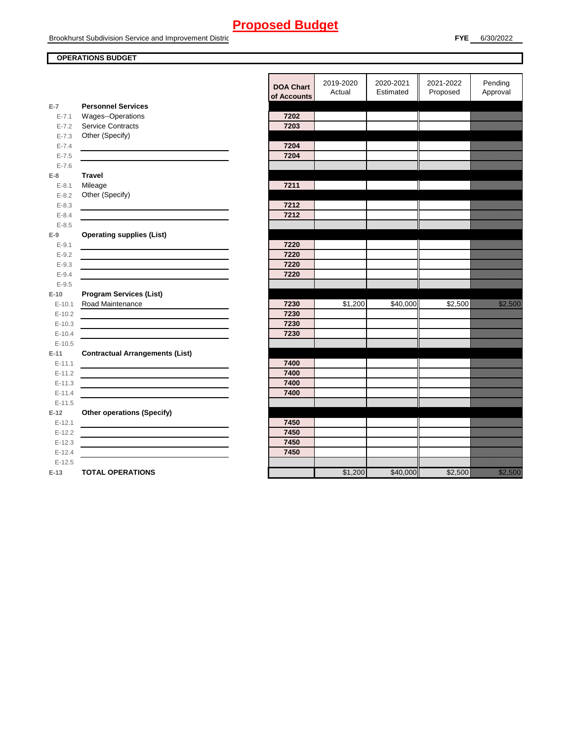# Proposed Budget

Brookhurst Subdivision Service and Improvement Distric

**FYE** 6/30/2022

**OPERATIONS BUDGET**

| | | DOA Chart of Accounts | 2019-2020 Actual | 2020-2021 Estimated | 2021-2022 Proposed | Pending Approval |
|---|---|---|---|---|---|---|
| E-7 | **Personnel Services** | | | | | |
| E-7.1 | Wages--Operations | 7202 | | | | |
| E-7.2 | Service Contracts | 7203 | | | | |
| E-7.3 | Other (Specify) | | | | | |
| E-7.4 | | 7204 | | | | |
| E-7.5 | | 7204 | | | | |
| E-7.6 | | | | | | |
| E-8 | **Travel** | | | | | |
| E-8.1 | Mileage | 7211 | | | | |
| E-8.2 | Other (Specify) | | | | | |
| E-8.3 | | 7212 | | | | |
| E-8.4 | | 7212 | | | | |
| E-8.5 | | | | | | |
| E-9 | **Operating supplies (List)** | | | | | |
| E-9.1 | | 7220 | | | | |
| E-9.2 | | 7220 | | | | |
| E-9.3 | | 7220 | | | | |
| E-9.4 | | 7220 | | | | |
| E-9.5 | | | | | | |
| E-10 | **Program Services (List)** | | | | | |
| E-10.1 | Road Maintenance | 7230 | $1,200 | $40,000 | $2,500 | $2,500 |
| E-10.2 | | 7230 | | | | |
| E-10.3 | | 7230 | | | | |
| E-10.4 | | 7230 | | | | |
| E-10.5 | | | | | | |
| E-11 | **Contractual Arrangements (List)** | | | | | |
| E-11.1 | | 7400 | | | | |
| E-11.2 | | 7400 | | | | |
| E-11.3 | | 7400 | | | | |
| E-11.4 | | 7400 | | | | |
| E-11.5 | | | | | | |
| E-12 | **Other operations (Specify)** | | | | | |
| E-12.1 | | 7450 | | | | |
| E-12.2 | | 7450 | | | | |
| E-12.3 | | 7450 | | | | |
| E-12.4 | | 7450 | | | | |
| E-12.5 | | | | | | |
| E-13 | **TOTAL OPERATIONS** | | $1,200 | $40,000 | $2,500 | $2,500 |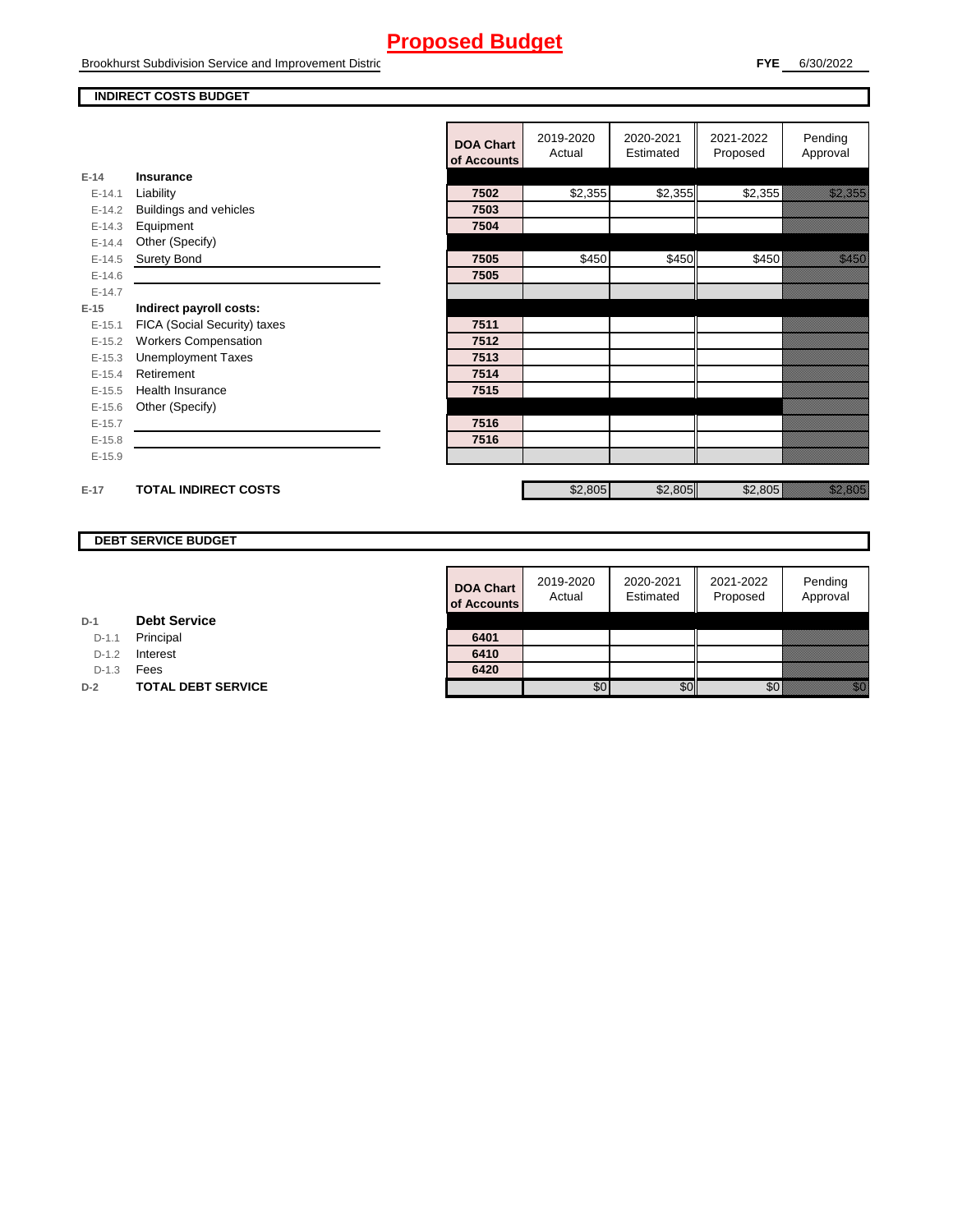# Proposed Budget

Brookhurst Subdivision Service and Improvement Distric

**FYE** 6/30/2022

## INDIRECT COSTS BUDGET

| | | DOA Chart of Accounts | 2019-2020 Actual | 2020-2021 Estimated | 2021-2022 Proposed | Pending Approval |
|---|---|---|---|---|---|---|
| E-14 | **Insurance** | | | | | |
| E-14.1 | Liability | 7502 | $2,355 | $2,355 | $2,355 | $2,355 |
| E-14.2 | Buildings and vehicles | 7503 | | | | |
| E-14.3 | Equipment | 7504 | | | | |
| E-14.4 | Other (Specify) | | | | | |
| E-14.5 | Surety Bond | 7505 | $450 | $450 | $450 | $450 |
| E-14.6 | | 7505 | | | | |
| E-14.7 | | | | | | |
| E-15 | **Indirect payroll costs:** | | | | | |
| E-15.1 | FICA (Social Security) taxes | 7511 | | | | |
| E-15.2 | Workers Compensation | 7512 | | | | |
| E-15.3 | Unemployment Taxes | 7513 | | | | |
| E-15.4 | Retirement | 7514 | | | | |
| E-15.5 | Health Insurance | 7515 | | | | |
| E-15.6 | Other (Specify) | | | | | |
| E-15.7 | | 7516 | | | | |
| E-15.8 | | 7516 | | | | |
| E-15.9 | | | | | | |
| E-17 | **TOTAL INDIRECT COSTS** | | $2,805 | $2,805 | $2,805 | $2,805 |

## DEBT SERVICE BUDGET

| | | DOA Chart of Accounts | 2019-2020 Actual | 2020-2021 Estimated | 2021-2022 Proposed | Pending Approval |
|---|---|---|---|---|---|---|
| D-1 | **Debt Service** | | | | | |
| D-1.1 | Principal | 6401 | | | | |
| D-1.2 | Interest | 6410 | | | | |
| D-1.3 | Fees | 6420 | | | | |
| D-2 | **TOTAL DEBT SERVICE** | | $0 | $0 | $0 | $0 |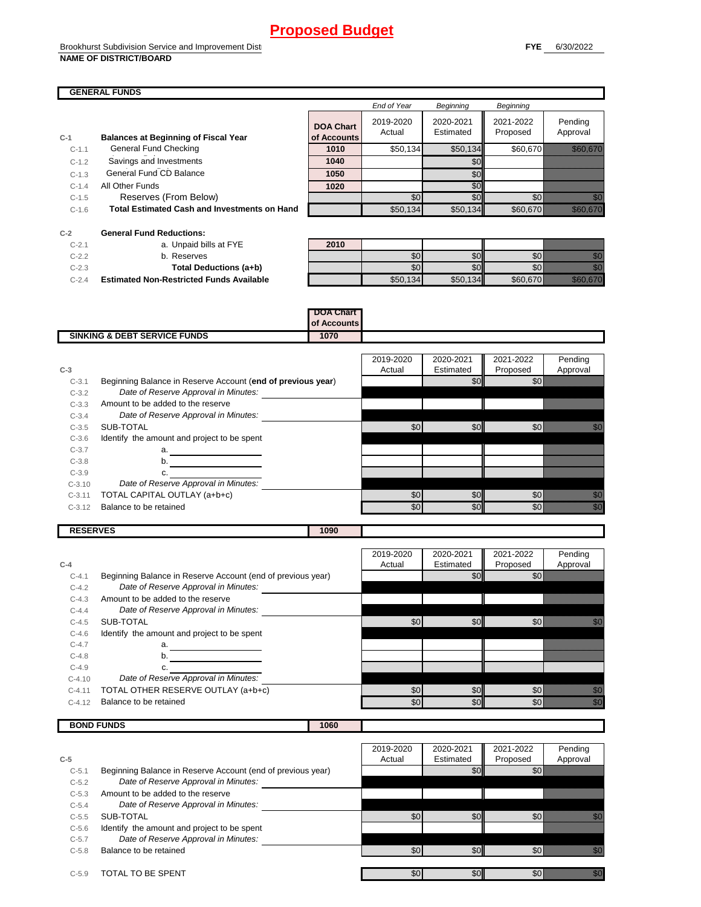# Proposed Budget

Brookhurst Subdivision Service and Improvement Dist

**NAME OF DISTRICT/BOARD**

**FYE** 6/30/2022

**GENERAL FUNDS**

| | | DOA Chart of Accounts | End of Year 2019-2020 Actual | Beginning 2020-2021 Estimated | Beginning 2021-2022 Proposed | Pending Approval |
|---|---|---|---|---|---|---|
| C-1 | **Balances at Beginning of Fiscal Year** | | | | | |
| C-1.1 | General Fund Checking | 1010 | $50,134 | $50,134 | $60,670 | $60,670 |
| C-1.2 | Savings and Investments | 1040 | | $0 | | |
| C-1.3 | General Fund CD Balance | 1050 | | $0 | | |
| C-1.4 | All Other Funds | 1020 | | $0 | | |
| C-1.5 | Reserves (From Below) | | $0 | $0 | $0 | $0 |
| C-1.6 | **Total Estimated Cash and Investments on Hand** | | $50,134 | $50,134 | $60,670 | $60,670 |
| C-2 | **General Fund Reductions:** | | | | | |
| C-2.1 | a. Unpaid bills at FYE | 2010 | | | | |
| C-2.2 | b. Reserves | | $0 | $0 | $0 | $0 |
| C-2.3 | **Total Deductions (a+b)** | | $0 | $0 | $0 | $0 |
| C-2.4 | **Estimated Non-Restricted Funds Available** | | $50,134 | $50,134 | $60,670 | $60,670 |

**SINKING & DEBT SERVICE FUNDS** — DOA Chart of Accounts 1070

| C-3 | | 2019-2020 Actual | 2020-2021 Estimated | 2021-2022 Proposed | Pending Approval |
|---|---|---|---|---|---|
| C-3.1 | Beginning Balance in Reserve Account (**end of previous year**) | | $0 | $0 | |
| C-3.2 | *Date of Reserve Approval in Minutes:* | | | | |
| C-3.3 | Amount to be added to the reserve | | | | |
| C-3.4 | *Date of Reserve Approval in Minutes:* | | | | |
| C-3.5 | SUB-TOTAL | $0 | $0 | $0 | $0 |
| C-3.6 | Identify the amount and project to be spent | | | | |
| C-3.7 | a. | | | | |
| C-3.8 | b. | | | | |
| C-3.9 | c. | | | | |
| C-3.10 | *Date of Reserve Approval in Minutes:* | | | | |
| C-3.11 | TOTAL CAPITAL OUTLAY (a+b+c) | $0 | $0 | $0 | $0 |
| C-3.12 | Balance to be retained | $0 | $0 | $0 | $0 |

**RESERVES** — 1090

| C-4 | | 2019-2020 Actual | 2020-2021 Estimated | 2021-2022 Proposed | Pending Approval |
|---|---|---|---|---|---|
| C-4.1 | Beginning Balance in Reserve Account (end of previous year) | | $0 | $0 | |
| C-4.2 | *Date of Reserve Approval in Minutes:* | | | | |
| C-4.3 | Amount to be added to the reserve | | | | |
| C-4.4 | *Date of Reserve Approval in Minutes:* | | | | |
| C-4.5 | SUB-TOTAL | $0 | $0 | $0 | $0 |
| C-4.6 | Identify the amount and project to be spent | | | | |
| C-4.7 | a. | | | | |
| C-4.8 | b. | | | | |
| C-4.9 | c. | | | | |
| C-4.10 | *Date of Reserve Approval in Minutes:* | | | | |
| C-4.11 | TOTAL OTHER RESERVE OUTLAY (a+b+c) | $0 | $0 | $0 | $0 |
| C-4.12 | Balance to be retained | $0 | $0 | $0 | $0 |

**BOND FUNDS** — 1060

| C-5 | | 2019-2020 Actual | 2020-2021 Estimated | 2021-2022 Proposed | Pending Approval |
|---|---|---|---|---|---|
| C-5.1 | Beginning Balance in Reserve Account (end of previous year) | | $0 | $0 | |
| C-5.2 | *Date of Reserve Approval in Minutes:* | | | | |
| C-5.3 | Amount to be added to the reserve | | | | |
| C-5.4 | *Date of Reserve Approval in Minutes:* | | | | |
| C-5.5 | SUB-TOTAL | $0 | $0 | $0 | $0 |
| C-5.6 | Identify the amount and project to be spent | | | | |
| C-5.7 | *Date of Reserve Approval in Minutes:* | | | | |
| C-5.8 | Balance to be retained | $0 | $0 | $0 | $0 |
| C-5.9 | TOTAL TO BE SPENT | $0 | $0 | $0 | $0 |